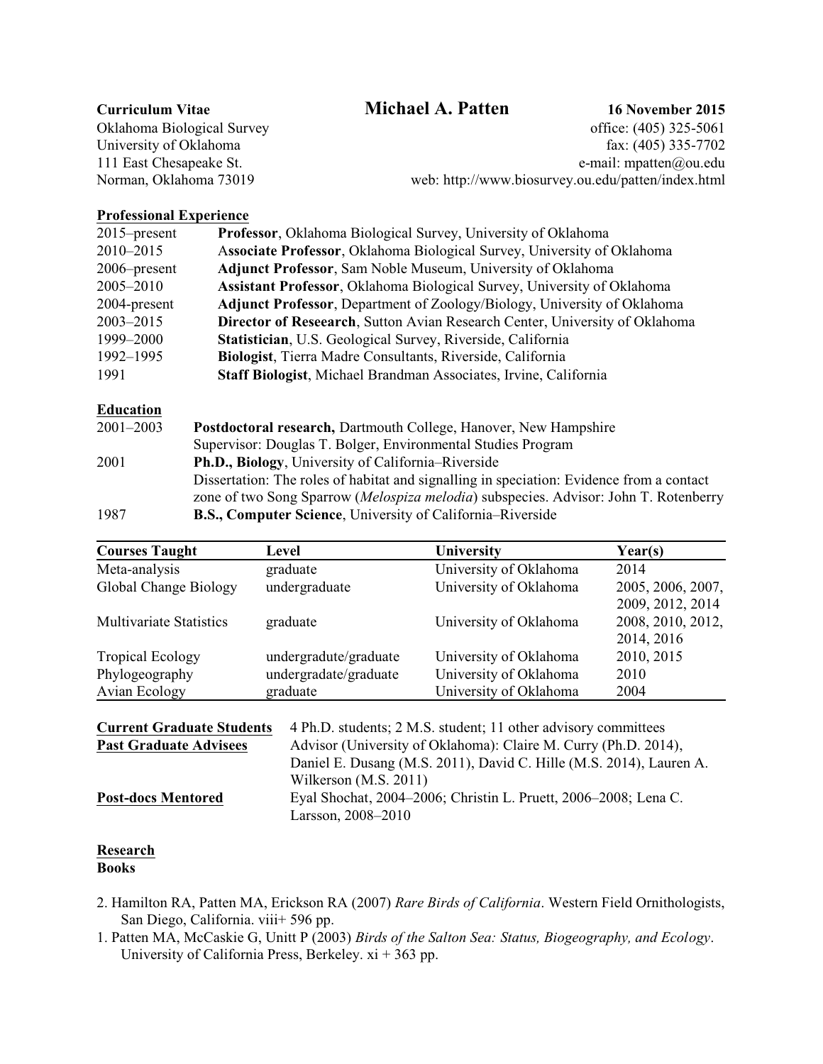**Curriculum Vitae** | **Michael A. Patten** | **16 November 2015**

Oklahoma Biological Survey
University of Oklahoma
111 East Chesapeake St.
Norman, Oklahoma 73019

office: (405) 325-5061
fax: (405) 335-7702
e-mail: mpatten@ou.edu
web: http://www.biosurvey.ou.edu/patten/index.html

## Professional Experience

| | |
|---|---|
| 2015–present | **Professor**, Oklahoma Biological Survey, University of Oklahoma |
| 2010–2015 | **Associate Professor**, Oklahoma Biological Survey, University of Oklahoma |
| 2006–present | **Adjunct Professor**, Sam Noble Museum, University of Oklahoma |
| 2005–2010 | **Assistant Professor**, Oklahoma Biological Survey, University of Oklahoma |
| 2004-present | **Adjunct Professor**, Department of Zoology/Biology, University of Oklahoma |
| 2003–2015 | **Director of Reseearch**, Sutton Avian Research Center, University of Oklahoma |
| 1999–2000 | **Statistician**, U.S. Geological Survey, Riverside, California |
| 1992–1995 | **Biologist**, Tierra Madre Consultants, Riverside, California |
| 1991 | **Staff Biologist**, Michael Brandman Associates, Irvine, California |

## Education

| | |
|---|---|
| 2001–2003 | **Postdoctoral research,** Dartmouth College, Hanover, New Hampshire<br>Supervisor: Douglas T. Bolger, Environmental Studies Program |
| 2001 | **Ph.D., Biology**, University of California–Riverside<br>Dissertation: The roles of habitat and signalling in speciation: Evidence from a contact zone of two Song Sparrow (*Melospiza melodia*) subspecies. Advisor: John T. Rotenberry |
| 1987 | **B.S., Computer Science**, University of California–Riverside |

| **Courses Taught** | **Level** | **University** | **Year(s)** |
|---|---|---|---|
| Meta-analysis | graduate | University of Oklahoma | 2014 |
| Global Change Biology | undergraduate | University of Oklahoma | 2005, 2006, 2007, 2009, 2012, 2014 |
| Multivariate Statistics | graduate | University of Oklahoma | 2008, 2010, 2012, 2014, 2016 |
| Tropical Ecology | undergradute/graduate | University of Oklahoma | 2010, 2015 |
| Phylogeography | undergradate/graduate | University of Oklahoma | 2010 |
| Avian Ecology | graduate | University of Oklahoma | 2004 |

| | |
|---|---|
| **Current Graduate Students** | 4 Ph.D. students; 2 M.S. student; 11 other advisory committees |
| **Past Graduate Advisees** | Advisor (University of Oklahoma): Claire M. Curry (Ph.D. 2014), Daniel E. Dusang (M.S. 2011), David C. Hille (M.S. 2014), Lauren A. Wilkerson (M.S. 2011) |
| **Post-docs Mentored** | Eyal Shochat, 2004–2006; Christin L. Pruett, 2006–2008; Lena C. Larsson, 2008–2010 |

## Research

### Books

2. Hamilton RA, Patten MA, Erickson RA (2007) *Rare Birds of California*. Western Field Ornithologists, San Diego, California. viii+ 596 pp.
1. Patten MA, McCaskie G, Unitt P (2003) *Birds of the Salton Sea: Status, Biogeography, and Ecology*. University of California Press, Berkeley. xi + 363 pp.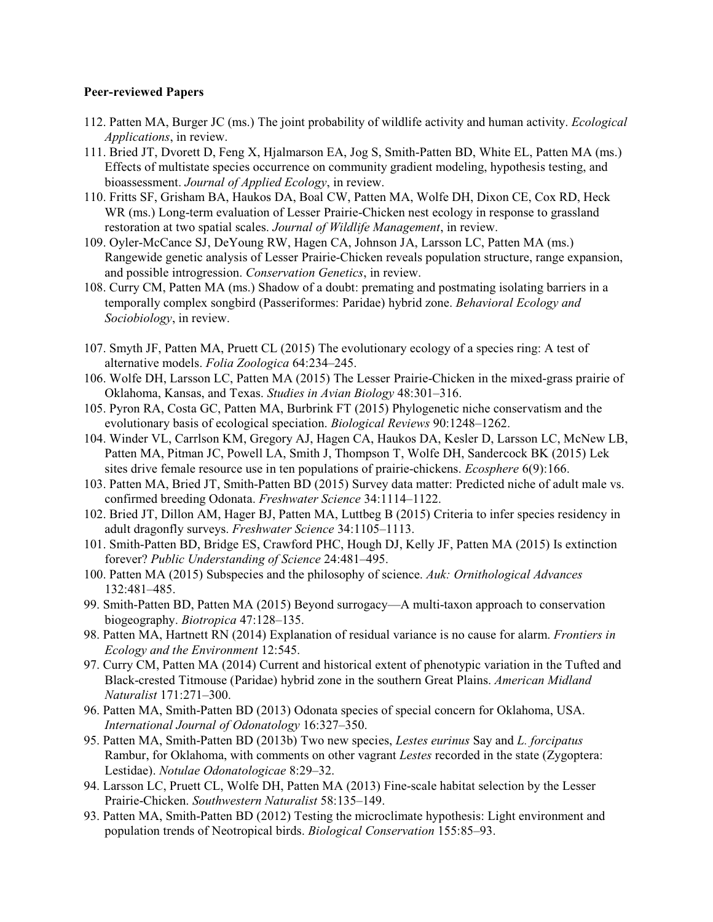**Peer-reviewed Papers**

112. Patten MA, Burger JC (ms.) The joint probability of wildlife activity and human activity. *Ecological Applications*, in review.
111. Bried JT, Dvorett D, Feng X, Hjalmarson EA, Jog S, Smith-Patten BD, White EL, Patten MA (ms.) Effects of multistate species occurrence on community gradient modeling, hypothesis testing, and bioassessment. *Journal of Applied Ecology*, in review.
110. Fritts SF, Grisham BA, Haukos DA, Boal CW, Patten MA, Wolfe DH, Dixon CE, Cox RD, Heck WR (ms.) Long-term evaluation of Lesser Prairie-Chicken nest ecology in response to grassland restoration at two spatial scales. *Journal of Wildlife Management*, in review.
109. Oyler-McCance SJ, DeYoung RW, Hagen CA, Johnson JA, Larsson LC, Patten MA (ms.) Rangewide genetic analysis of Lesser Prairie-Chicken reveals population structure, range expansion, and possible introgression. *Conservation Genetics*, in review.
108. Curry CM, Patten MA (ms.) Shadow of a doubt: premating and postmating isolating barriers in a temporally complex songbird (Passeriformes: Paridae) hybrid zone. *Behavioral Ecology and Sociobiology*, in review.

107. Smyth JF, Patten MA, Pruett CL (2015) The evolutionary ecology of a species ring: A test of alternative models. *Folia Zoologica* 64:234–245.
106. Wolfe DH, Larsson LC, Patten MA (2015) The Lesser Prairie-Chicken in the mixed-grass prairie of Oklahoma, Kansas, and Texas. *Studies in Avian Biology* 48:301–316.
105. Pyron RA, Costa GC, Patten MA, Burbrink FT (2015) Phylogenetic niche conservatism and the evolutionary basis of ecological speciation. *Biological Reviews* 90:1248–1262.
104. Winder VL, Carrlson KM, Gregory AJ, Hagen CA, Haukos DA, Kesler D, Larsson LC, McNew LB, Patten MA, Pitman JC, Powell LA, Smith J, Thompson T, Wolfe DH, Sandercock BK (2015) Lek sites drive female resource use in ten populations of prairie-chickens. *Ecosphere* 6(9):166.
103. Patten MA, Bried JT, Smith-Patten BD (2015) Survey data matter: Predicted niche of adult male vs. confirmed breeding Odonata. *Freshwater Science* 34:1114–1122.
102. Bried JT, Dillon AM, Hager BJ, Patten MA, Luttbeg B (2015) Criteria to infer species residency in adult dragonfly surveys. *Freshwater Science* 34:1105–1113.
101. Smith-Patten BD, Bridge ES, Crawford PHC, Hough DJ, Kelly JF, Patten MA (2015) Is extinction forever? *Public Understanding of Science* 24:481–495.
100. Patten MA (2015) Subspecies and the philosophy of science. *Auk: Ornithological Advances* 132:481–485.
99. Smith-Patten BD, Patten MA (2015) Beyond surrogacy—A multi-taxon approach to conservation biogeography. *Biotropica* 47:128–135.
98. Patten MA, Hartnett RN (2014) Explanation of residual variance is no cause for alarm. *Frontiers in Ecology and the Environment* 12:545.
97. Curry CM, Patten MA (2014) Current and historical extent of phenotypic variation in the Tufted and Black-crested Titmouse (Paridae) hybrid zone in the southern Great Plains. *American Midland Naturalist* 171:271–300.
96. Patten MA, Smith-Patten BD (2013) Odonata species of special concern for Oklahoma, USA. *International Journal of Odonatology* 16:327–350.
95. Patten MA, Smith-Patten BD (2013b) Two new species, *Lestes eurinus* Say and *L. forcipatus* Rambur, for Oklahoma, with comments on other vagrant *Lestes* recorded in the state (Zygoptera: Lestidae). *Notulae Odonatologicae* 8:29–32.
94. Larsson LC, Pruett CL, Wolfe DH, Patten MA (2013) Fine-scale habitat selection by the Lesser Prairie-Chicken. *Southwestern Naturalist* 58:135–149.
93. Patten MA, Smith-Patten BD (2012) Testing the microclimate hypothesis: Light environment and population trends of Neotropical birds. *Biological Conservation* 155:85–93.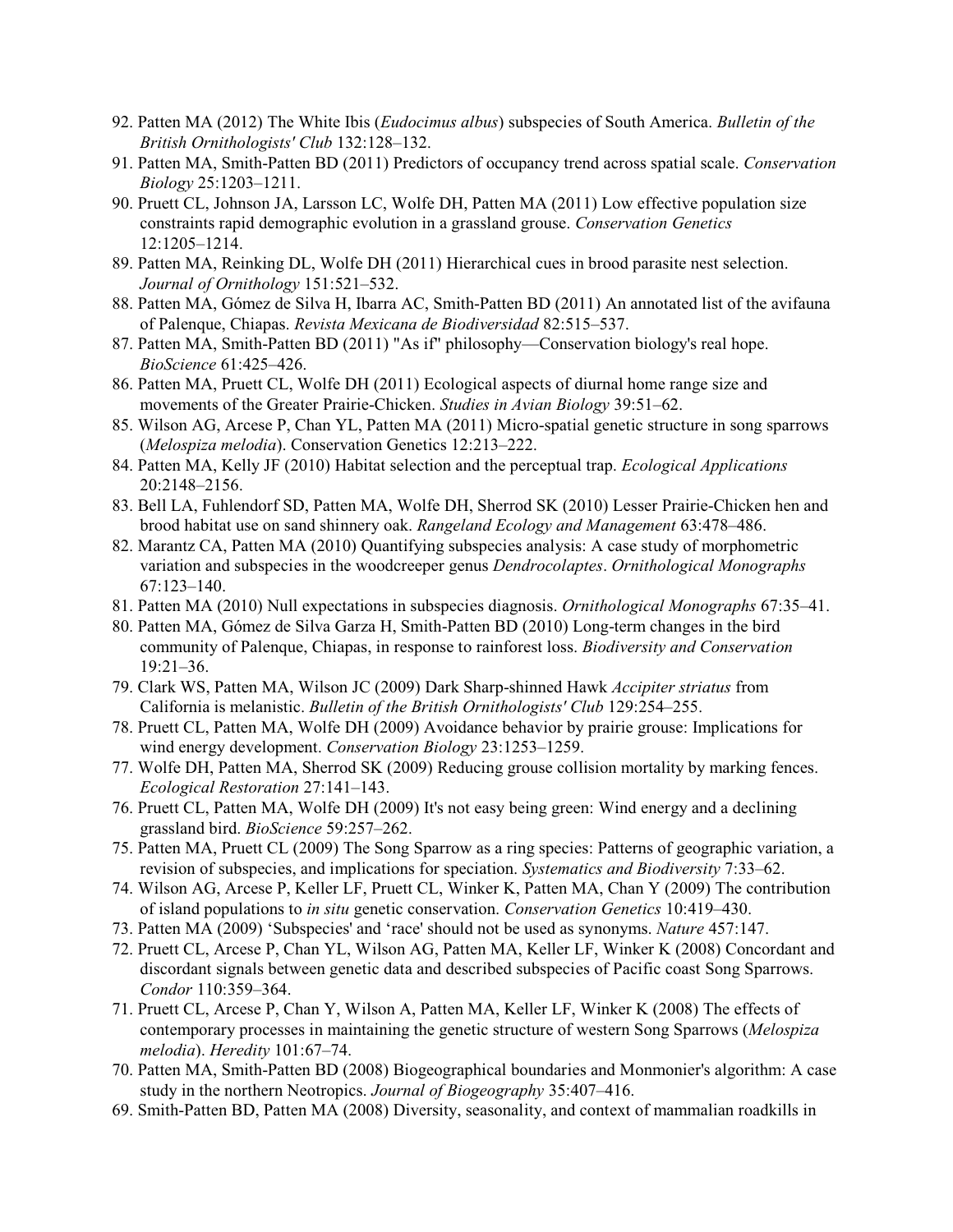92. Patten MA (2012) The White Ibis (*Eudocimus albus*) subspecies of South America. *Bulletin of the British Ornithologists' Club* 132:128–132.
91. Patten MA, Smith-Patten BD (2011) Predictors of occupancy trend across spatial scale. *Conservation Biology* 25:1203–1211.
90. Pruett CL, Johnson JA, Larsson LC, Wolfe DH, Patten MA (2011) Low effective population size constraints rapid demographic evolution in a grassland grouse. *Conservation Genetics* 12:1205–1214.
89. Patten MA, Reinking DL, Wolfe DH (2011) Hierarchical cues in brood parasite nest selection. *Journal of Ornithology* 151:521–532.
88. Patten MA, Gómez de Silva H, Ibarra AC, Smith-Patten BD (2011) An annotated list of the avifauna of Palenque, Chiapas. *Revista Mexicana de Biodiversidad* 82:515–537.
87. Patten MA, Smith-Patten BD (2011) "As if" philosophy—Conservation biology's real hope. *BioScience* 61:425–426.
86. Patten MA, Pruett CL, Wolfe DH (2011) Ecological aspects of diurnal home range size and movements of the Greater Prairie-Chicken. *Studies in Avian Biology* 39:51–62.
85. Wilson AG, Arcese P, Chan YL, Patten MA (2011) Micro-spatial genetic structure in song sparrows (*Melospiza melodia*). Conservation Genetics 12:213–222.
84. Patten MA, Kelly JF (2010) Habitat selection and the perceptual trap. *Ecological Applications* 20:2148–2156.
83. Bell LA, Fuhlendorf SD, Patten MA, Wolfe DH, Sherrod SK (2010) Lesser Prairie-Chicken hen and brood habitat use on sand shinnery oak. *Rangeland Ecology and Management* 63:478–486.
82. Marantz CA, Patten MA (2010) Quantifying subspecies analysis: A case study of morphometric variation and subspecies in the woodcreeper genus *Dendrocolaptes*. *Ornithological Monographs* 67:123–140.
81. Patten MA (2010) Null expectations in subspecies diagnosis. *Ornithological Monographs* 67:35–41.
80. Patten MA, Gómez de Silva Garza H, Smith-Patten BD (2010) Long-term changes in the bird community of Palenque, Chiapas, in response to rainforest loss. *Biodiversity and Conservation* 19:21–36.
79. Clark WS, Patten MA, Wilson JC (2009) Dark Sharp-shinned Hawk *Accipiter striatus* from California is melanistic. *Bulletin of the British Ornithologists' Club* 129:254–255.
78. Pruett CL, Patten MA, Wolfe DH (2009) Avoidance behavior by prairie grouse: Implications for wind energy development. *Conservation Biology* 23:1253–1259.
77. Wolfe DH, Patten MA, Sherrod SK (2009) Reducing grouse collision mortality by marking fences. *Ecological Restoration* 27:141–143.
76. Pruett CL, Patten MA, Wolfe DH (2009) It's not easy being green: Wind energy and a declining grassland bird. *BioScience* 59:257–262.
75. Patten MA, Pruett CL (2009) The Song Sparrow as a ring species: Patterns of geographic variation, a revision of subspecies, and implications for speciation. *Systematics and Biodiversity* 7:33–62.
74. Wilson AG, Arcese P, Keller LF, Pruett CL, Winker K, Patten MA, Chan Y (2009) The contribution of island populations to *in situ* genetic conservation. *Conservation Genetics* 10:419–430.
73. Patten MA (2009) 'Subspecies' and 'race' should not be used as synonyms. *Nature* 457:147.
72. Pruett CL, Arcese P, Chan YL, Wilson AG, Patten MA, Keller LF, Winker K (2008) Concordant and discordant signals between genetic data and described subspecies of Pacific coast Song Sparrows. *Condor* 110:359–364.
71. Pruett CL, Arcese P, Chan Y, Wilson A, Patten MA, Keller LF, Winker K (2008) The effects of contemporary processes in maintaining the genetic structure of western Song Sparrows (*Melospiza melodia*). *Heredity* 101:67–74.
70. Patten MA, Smith-Patten BD (2008) Biogeographical boundaries and Monmonier's algorithm: A case study in the northern Neotropics. *Journal of Biogeography* 35:407–416.
69. Smith-Patten BD, Patten MA (2008) Diversity, seasonality, and context of mammalian roadkills in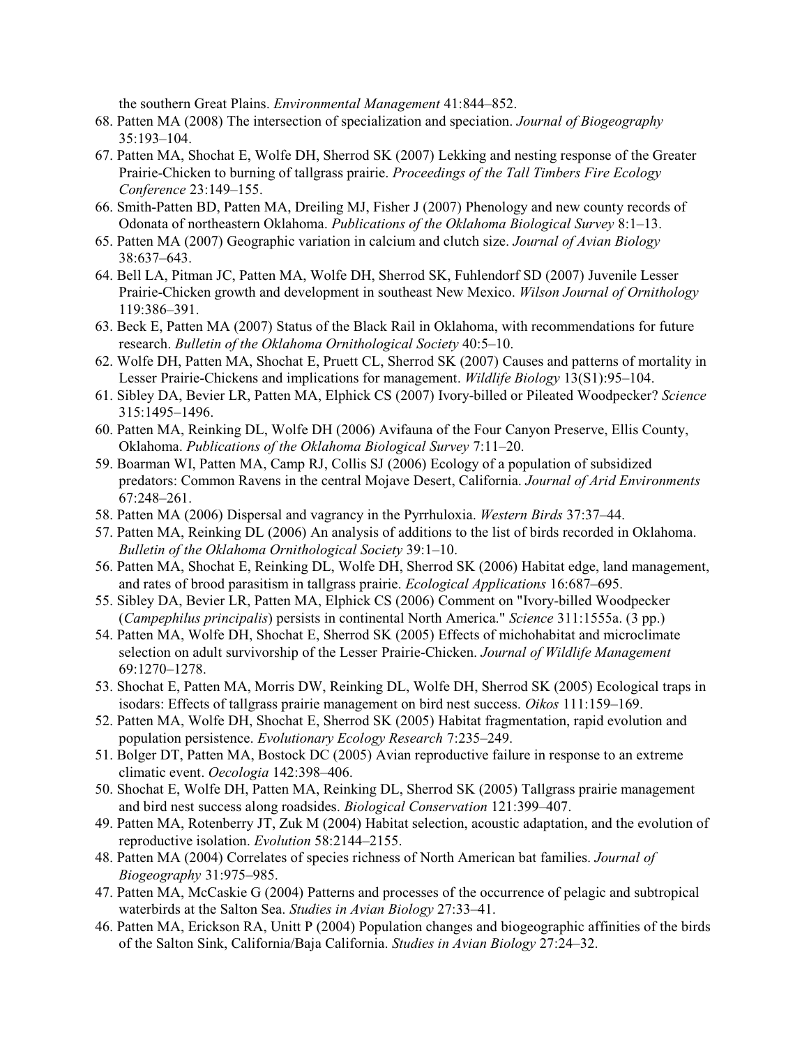the southern Great Plains. *Environmental Management* 41:844–852.

68. Patten MA (2008) The intersection of specialization and speciation. *Journal of Biogeography* 35:193–104.
67. Patten MA, Shochat E, Wolfe DH, Sherrod SK (2007) Lekking and nesting response of the Greater Prairie-Chicken to burning of tallgrass prairie. *Proceedings of the Tall Timbers Fire Ecology Conference* 23:149–155.
66. Smith-Patten BD, Patten MA, Dreiling MJ, Fisher J (2007) Phenology and new county records of Odonata of northeastern Oklahoma. *Publications of the Oklahoma Biological Survey* 8:1–13.
65. Patten MA (2007) Geographic variation in calcium and clutch size. *Journal of Avian Biology* 38:637–643.
64. Bell LA, Pitman JC, Patten MA, Wolfe DH, Sherrod SK, Fuhlendorf SD (2007) Juvenile Lesser Prairie-Chicken growth and development in southeast New Mexico. *Wilson Journal of Ornithology* 119:386–391.
63. Beck E, Patten MA (2007) Status of the Black Rail in Oklahoma, with recommendations for future research. *Bulletin of the Oklahoma Ornithological Society* 40:5–10.
62. Wolfe DH, Patten MA, Shochat E, Pruett CL, Sherrod SK (2007) Causes and patterns of mortality in Lesser Prairie-Chickens and implications for management. *Wildlife Biology* 13(S1):95–104.
61. Sibley DA, Bevier LR, Patten MA, Elphick CS (2007) Ivory-billed or Pileated Woodpecker? *Science* 315:1495–1496.
60. Patten MA, Reinking DL, Wolfe DH (2006) Avifauna of the Four Canyon Preserve, Ellis County, Oklahoma. *Publications of the Oklahoma Biological Survey* 7:11–20.
59. Boarman WI, Patten MA, Camp RJ, Collis SJ (2006) Ecology of a population of subsidized predators: Common Ravens in the central Mojave Desert, California. *Journal of Arid Environments* 67:248–261.
58. Patten MA (2006) Dispersal and vagrancy in the Pyrrhuloxia. *Western Birds* 37:37–44.
57. Patten MA, Reinking DL (2006) An analysis of additions to the list of birds recorded in Oklahoma. *Bulletin of the Oklahoma Ornithological Society* 39:1–10.
56. Patten MA, Shochat E, Reinking DL, Wolfe DH, Sherrod SK (2006) Habitat edge, land management, and rates of brood parasitism in tallgrass prairie. *Ecological Applications* 16:687–695.
55. Sibley DA, Bevier LR, Patten MA, Elphick CS (2006) Comment on "Ivory-billed Woodpecker (*Campephilus principalis*) persists in continental North America." *Science* 311:1555a. (3 pp.)
54. Patten MA, Wolfe DH, Shochat E, Sherrod SK (2005) Effects of michohabitat and microclimate selection on adult survivorship of the Lesser Prairie-Chicken. *Journal of Wildlife Management* 69:1270–1278.
53. Shochat E, Patten MA, Morris DW, Reinking DL, Wolfe DH, Sherrod SK (2005) Ecological traps in isodars: Effects of tallgrass prairie management on bird nest success. *Oikos* 111:159–169.
52. Patten MA, Wolfe DH, Shochat E, Sherrod SK (2005) Habitat fragmentation, rapid evolution and population persistence. *Evolutionary Ecology Research* 7:235–249.
51. Bolger DT, Patten MA, Bostock DC (2005) Avian reproductive failure in response to an extreme climatic event. *Oecologia* 142:398–406.
50. Shochat E, Wolfe DH, Patten MA, Reinking DL, Sherrod SK (2005) Tallgrass prairie management and bird nest success along roadsides. *Biological Conservation* 121:399–407.
49. Patten MA, Rotenberry JT, Zuk M (2004) Habitat selection, acoustic adaptation, and the evolution of reproductive isolation. *Evolution* 58:2144–2155.
48. Patten MA (2004) Correlates of species richness of North American bat families. *Journal of Biogeography* 31:975–985.
47. Patten MA, McCaskie G (2004) Patterns and processes of the occurrence of pelagic and subtropical waterbirds at the Salton Sea. *Studies in Avian Biology* 27:33–41.
46. Patten MA, Erickson RA, Unitt P (2004) Population changes and biogeographic affinities of the birds of the Salton Sink, California/Baja California. *Studies in Avian Biology* 27:24–32.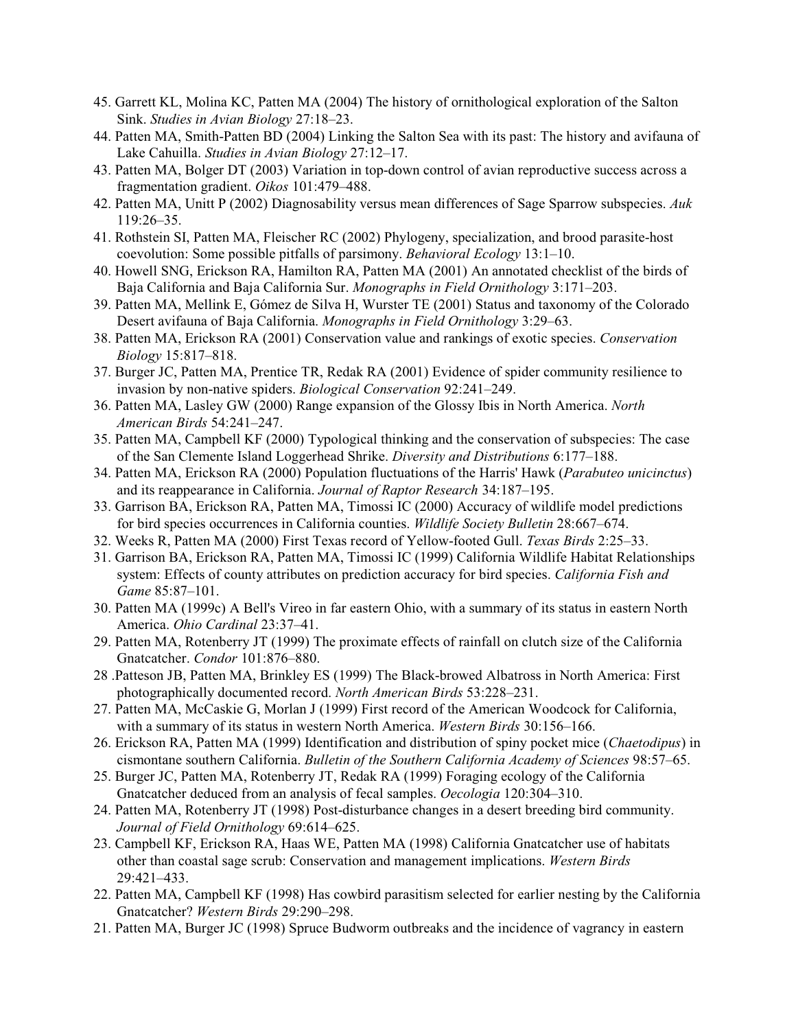45. Garrett KL, Molina KC, Patten MA (2004) The history of ornithological exploration of the Salton Sink. *Studies in Avian Biology* 27:18–23.

44. Patten MA, Smith-Patten BD (2004) Linking the Salton Sea with its past: The history and avifauna of Lake Cahuilla. *Studies in Avian Biology* 27:12–17.

43. Patten MA, Bolger DT (2003) Variation in top-down control of avian reproductive success across a fragmentation gradient. *Oikos* 101:479–488.

42. Patten MA, Unitt P (2002) Diagnosability versus mean differences of Sage Sparrow subspecies. *Auk* 119:26–35.

41. Rothstein SI, Patten MA, Fleischer RC (2002) Phylogeny, specialization, and brood parasite-host coevolution: Some possible pitfalls of parsimony. *Behavioral Ecology* 13:1–10.

40. Howell SNG, Erickson RA, Hamilton RA, Patten MA (2001) An annotated checklist of the birds of Baja California and Baja California Sur. *Monographs in Field Ornithology* 3:171–203.

39. Patten MA, Mellink E, Gómez de Silva H, Wurster TE (2001) Status and taxonomy of the Colorado Desert avifauna of Baja California. *Monographs in Field Ornithology* 3:29–63.

38. Patten MA, Erickson RA (2001) Conservation value and rankings of exotic species. *Conservation Biology* 15:817–818.

37. Burger JC, Patten MA, Prentice TR, Redak RA (2001) Evidence of spider community resilience to invasion by non-native spiders. *Biological Conservation* 92:241–249.

36. Patten MA, Lasley GW (2000) Range expansion of the Glossy Ibis in North America. *North American Birds* 54:241–247.

35. Patten MA, Campbell KF (2000) Typological thinking and the conservation of subspecies: The case of the San Clemente Island Loggerhead Shrike. *Diversity and Distributions* 6:177–188.

34. Patten MA, Erickson RA (2000) Population fluctuations of the Harris' Hawk (*Parabuteo unicinctus*) and its reappearance in California. *Journal of Raptor Research* 34:187–195.

33. Garrison BA, Erickson RA, Patten MA, Timossi IC (2000) Accuracy of wildlife model predictions for bird species occurrences in California counties. *Wildlife Society Bulletin* 28:667–674.

32. Weeks R, Patten MA (2000) First Texas record of Yellow-footed Gull. *Texas Birds* 2:25–33.

31. Garrison BA, Erickson RA, Patten MA, Timossi IC (1999) California Wildlife Habitat Relationships system: Effects of county attributes on prediction accuracy for bird species. *California Fish and Game* 85:87–101.

30. Patten MA (1999c) A Bell's Vireo in far eastern Ohio, with a summary of its status in eastern North America. *Ohio Cardinal* 23:37–41.

29. Patten MA, Rotenberry JT (1999) The proximate effects of rainfall on clutch size of the California Gnatcatcher. *Condor* 101:876–880.

28 .Patteson JB, Patten MA, Brinkley ES (1999) The Black-browed Albatross in North America: First photographically documented record. *North American Birds* 53:228–231.

27. Patten MA, McCaskie G, Morlan J (1999) First record of the American Woodcock for California, with a summary of its status in western North America. *Western Birds* 30:156–166.

26. Erickson RA, Patten MA (1999) Identification and distribution of spiny pocket mice (*Chaetodipus*) in cismontane southern California. *Bulletin of the Southern California Academy of Sciences* 98:57–65.

25. Burger JC, Patten MA, Rotenberry JT, Redak RA (1999) Foraging ecology of the California Gnatcatcher deduced from an analysis of fecal samples. *Oecologia* 120:304–310.

24. Patten MA, Rotenberry JT (1998) Post-disturbance changes in a desert breeding bird community. *Journal of Field Ornithology* 69:614–625.

23. Campbell KF, Erickson RA, Haas WE, Patten MA (1998) California Gnatcatcher use of habitats other than coastal sage scrub: Conservation and management implications. *Western Birds* 29:421–433.

22. Patten MA, Campbell KF (1998) Has cowbird parasitism selected for earlier nesting by the California Gnatcatcher? *Western Birds* 29:290–298.

21. Patten MA, Burger JC (1998) Spruce Budworm outbreaks and the incidence of vagrancy in eastern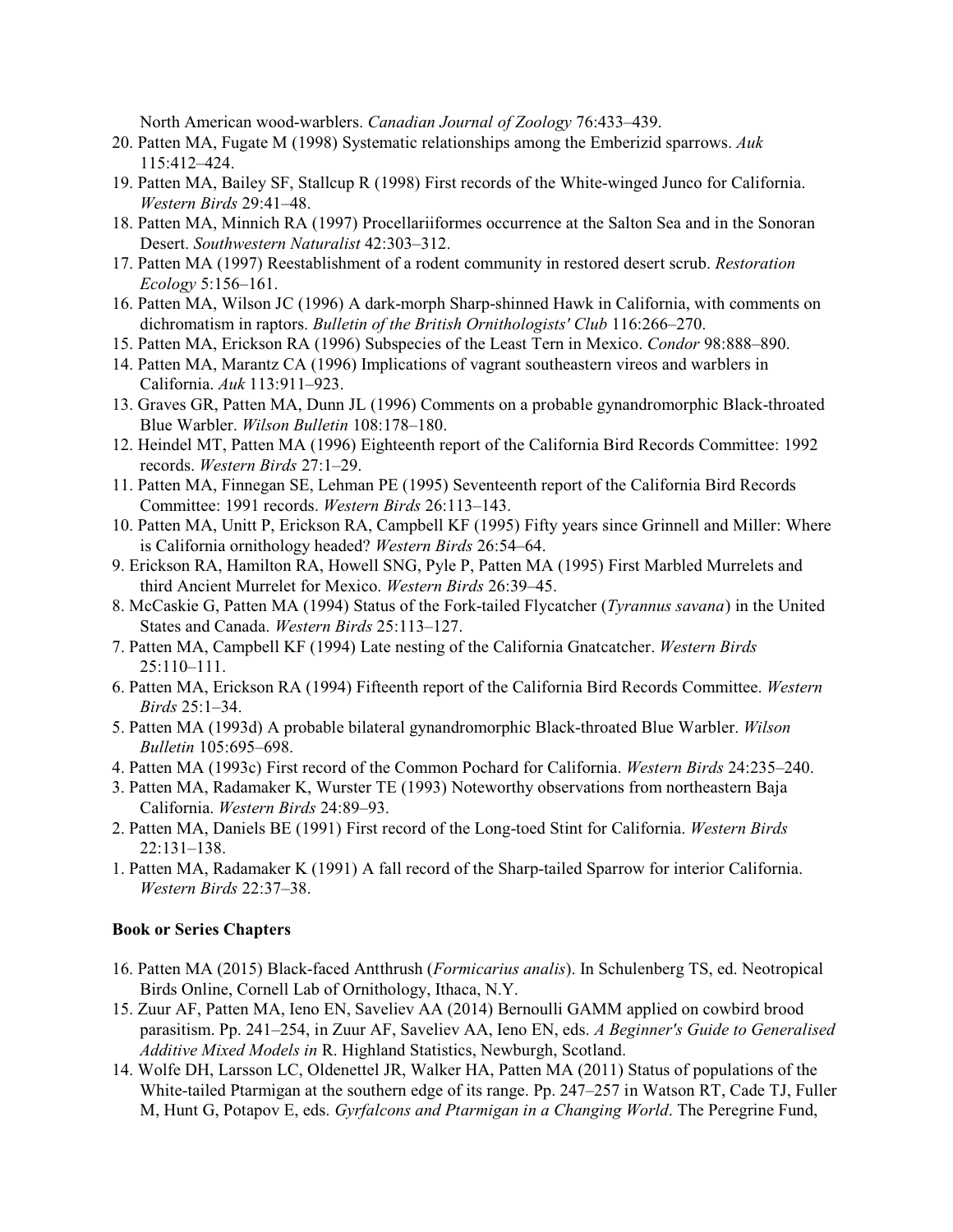North American wood-warblers. *Canadian Journal of Zoology* 76:433–439.

20. Patten MA, Fugate M (1998) Systematic relationships among the Emberizid sparrows. *Auk* 115:412–424.
19. Patten MA, Bailey SF, Stallcup R (1998) First records of the White-winged Junco for California. *Western Birds* 29:41–48.
18. Patten MA, Minnich RA (1997) Procellariiformes occurrence at the Salton Sea and in the Sonoran Desert. *Southwestern Naturalist* 42:303–312.
17. Patten MA (1997) Reestablishment of a rodent community in restored desert scrub. *Restoration Ecology* 5:156–161.
16. Patten MA, Wilson JC (1996) A dark-morph Sharp-shinned Hawk in California, with comments on dichromatism in raptors. *Bulletin of the British Ornithologists' Club* 116:266–270.
15. Patten MA, Erickson RA (1996) Subspecies of the Least Tern in Mexico. *Condor* 98:888–890.
14. Patten MA, Marantz CA (1996) Implications of vagrant southeastern vireos and warblers in California. *Auk* 113:911–923.
13. Graves GR, Patten MA, Dunn JL (1996) Comments on a probable gynandromorphic Black-throated Blue Warbler. *Wilson Bulletin* 108:178–180.
12. Heindel MT, Patten MA (1996) Eighteenth report of the California Bird Records Committee: 1992 records. *Western Birds* 27:1–29.
11. Patten MA, Finnegan SE, Lehman PE (1995) Seventeenth report of the California Bird Records Committee: 1991 records. *Western Birds* 26:113–143.
10. Patten MA, Unitt P, Erickson RA, Campbell KF (1995) Fifty years since Grinnell and Miller: Where is California ornithology headed? *Western Birds* 26:54–64.
9. Erickson RA, Hamilton RA, Howell SNG, Pyle P, Patten MA (1995) First Marbled Murrelets and third Ancient Murrelet for Mexico. *Western Birds* 26:39–45.
8. McCaskie G, Patten MA (1994) Status of the Fork-tailed Flycatcher (*Tyrannus savana*) in the United States and Canada. *Western Birds* 25:113–127.
7. Patten MA, Campbell KF (1994) Late nesting of the California Gnatcatcher. *Western Birds* 25:110–111.
6. Patten MA, Erickson RA (1994) Fifteenth report of the California Bird Records Committee. *Western Birds* 25:1–34.
5. Patten MA (1993d) A probable bilateral gynandromorphic Black-throated Blue Warbler. *Wilson Bulletin* 105:695–698.
4. Patten MA (1993c) First record of the Common Pochard for California. *Western Birds* 24:235–240.
3. Patten MA, Radamaker K, Wurster TE (1993) Noteworthy observations from northeastern Baja California. *Western Birds* 24:89–93.
2. Patten MA, Daniels BE (1991) First record of the Long-toed Stint for California. *Western Birds* 22:131–138.
1. Patten MA, Radamaker K (1991) A fall record of the Sharp-tailed Sparrow for interior California. *Western Birds* 22:37–38.

**Book or Series Chapters**

16. Patten MA (2015) Black-faced Antthrush (*Formicarius analis*). In Schulenberg TS, ed. Neotropical Birds Online, Cornell Lab of Ornithology, Ithaca, N.Y.
15. Zuur AF, Patten MA, Ieno EN, Saveliev AA (2014) Bernoulli GAMM applied on cowbird brood parasitism. Pp. 241–254, in Zuur AF, Saveliev AA, Ieno EN, eds. *A Beginner's Guide to Generalised Additive Mixed Models in* R. Highland Statistics, Newburgh, Scotland.
14. Wolfe DH, Larsson LC, Oldenettel JR, Walker HA, Patten MA (2011) Status of populations of the White-tailed Ptarmigan at the southern edge of its range. Pp. 247–257 in Watson RT, Cade TJ, Fuller M, Hunt G, Potapov E, eds. *Gyrfalcons and Ptarmigan in a Changing World*. The Peregrine Fund,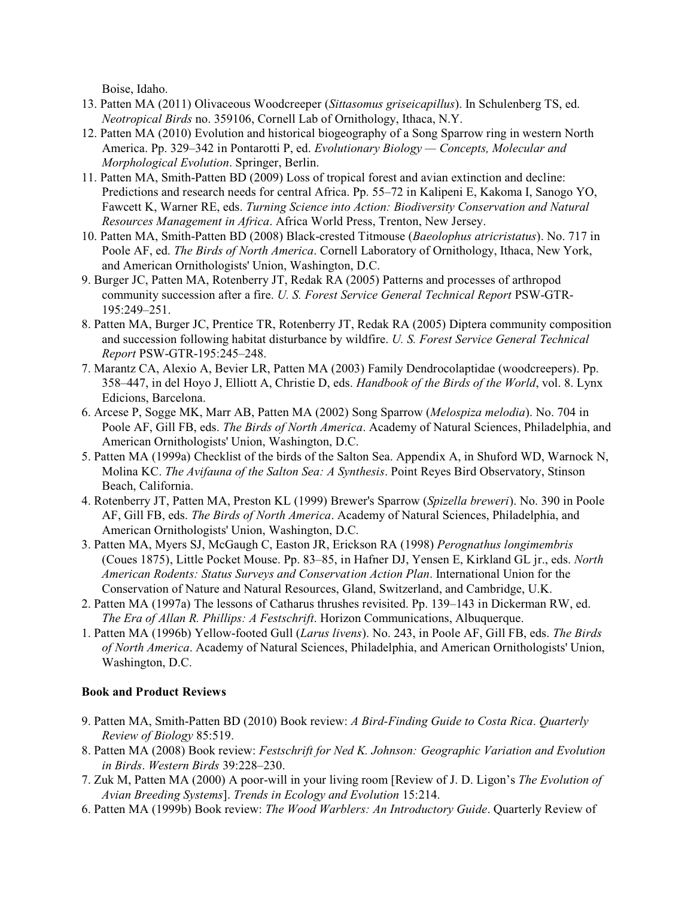Boise, Idaho.

13. Patten MA (2011) Olivaceous Woodcreeper (*Sittasomus griseicapillus*). In Schulenberg TS, ed. *Neotropical Birds* no. 359106, Cornell Lab of Ornithology, Ithaca, N.Y.
12. Patten MA (2010) Evolution and historical biogeography of a Song Sparrow ring in western North America. Pp. 329–342 in Pontarotti P, ed. *Evolutionary Biology — Concepts, Molecular and Morphological Evolution*. Springer, Berlin.
11. Patten MA, Smith-Patten BD (2009) Loss of tropical forest and avian extinction and decline: Predictions and research needs for central Africa. Pp. 55–72 in Kalipeni E, Kakoma I, Sanogo YO, Fawcett K, Warner RE, eds. *Turning Science into Action: Biodiversity Conservation and Natural Resources Management in Africa*. Africa World Press, Trenton, New Jersey.
10. Patten MA, Smith-Patten BD (2008) Black-crested Titmouse (*Baeolophus atricristatus*). No. 717 in Poole AF, ed. *The Birds of North America*. Cornell Laboratory of Ornithology, Ithaca, New York, and American Ornithologists' Union, Washington, D.C.
9. Burger JC, Patten MA, Rotenberry JT, Redak RA (2005) Patterns and processes of arthropod community succession after a fire. *U. S. Forest Service General Technical Report* PSW-GTR-195:249–251.
8. Patten MA, Burger JC, Prentice TR, Rotenberry JT, Redak RA (2005) Diptera community composition and succession following habitat disturbance by wildfire. *U. S. Forest Service General Technical Report* PSW-GTR-195:245–248.
7. Marantz CA, Alexio A, Bevier LR, Patten MA (2003) Family Dendrocolaptidae (woodcreepers). Pp. 358–447, in del Hoyo J, Elliott A, Christie D, eds. *Handbook of the Birds of the World*, vol. 8. Lynx Edicions, Barcelona.
6. Arcese P, Sogge MK, Marr AB, Patten MA (2002) Song Sparrow (*Melospiza melodia*). No. 704 in Poole AF, Gill FB, eds. *The Birds of North America*. Academy of Natural Sciences, Philadelphia, and American Ornithologists' Union, Washington, D.C.
5. Patten MA (1999a) Checklist of the birds of the Salton Sea. Appendix A, in Shuford WD, Warnock N, Molina KC. *The Avifauna of the Salton Sea: A Synthesis*. Point Reyes Bird Observatory, Stinson Beach, California.
4. Rotenberry JT, Patten MA, Preston KL (1999) Brewer's Sparrow (*Spizella breweri*). No. 390 in Poole AF, Gill FB, eds. *The Birds of North America*. Academy of Natural Sciences, Philadelphia, and American Ornithologists' Union, Washington, D.C.
3. Patten MA, Myers SJ, McGaugh C, Easton JR, Erickson RA (1998) *Perognathus longimembris* (Coues 1875), Little Pocket Mouse. Pp. 83–85, in Hafner DJ, Yensen E, Kirkland GL jr., eds. *North American Rodents: Status Surveys and Conservation Action Plan*. International Union for the Conservation of Nature and Natural Resources, Gland, Switzerland, and Cambridge, U.K.
2. Patten MA (1997a) The lessons of Catharus thrushes revisited. Pp. 139–143 in Dickerman RW, ed. *The Era of Allan R. Phillips: A Festschrift*. Horizon Communications, Albuquerque.
1. Patten MA (1996b) Yellow-footed Gull (*Larus livens*). No. 243, in Poole AF, Gill FB, eds. *The Birds of North America*. Academy of Natural Sciences, Philadelphia, and American Ornithologists' Union, Washington, D.C.

**Book and Product Reviews**

9. Patten MA, Smith-Patten BD (2010) Book review: *A Bird-Finding Guide to Costa Rica*. *Quarterly Review of Biology* 85:519.
8. Patten MA (2008) Book review: *Festschrift for Ned K. Johnson: Geographic Variation and Evolution in Birds*. *Western Birds* 39:228–230.
7. Zuk M, Patten MA (2000) A poor-will in your living room [Review of J. D. Ligon's *The Evolution of Avian Breeding Systems*]. *Trends in Ecology and Evolution* 15:214.
6. Patten MA (1999b) Book review: *The Wood Warblers: An Introductory Guide*. Quarterly Review of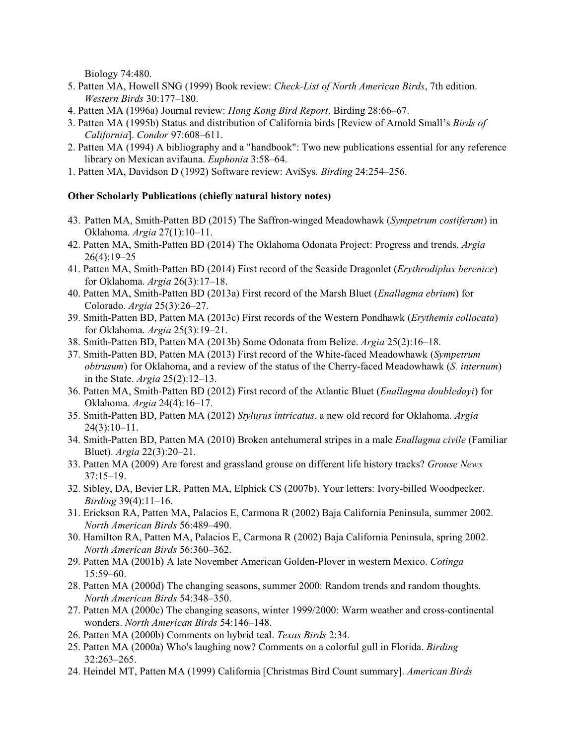Biology 74:480.

5. Patten MA, Howell SNG (1999) Book review: *Check-List of North American Birds*, 7th edition. *Western Birds* 30:177–180.
4. Patten MA (1996a) Journal review: *Hong Kong Bird Report*. Birding 28:66–67.
3. Patten MA (1995b) Status and distribution of California birds [Review of Arnold Small's *Birds of California*]. *Condor* 97:608–611.
2. Patten MA (1994) A bibliography and a "handbook": Two new publications essential for any reference library on Mexican avifauna. *Euphonia* 3:58–64.
1. Patten MA, Davidson D (1992) Software review: AviSys. *Birding* 24:254–256.

**Other Scholarly Publications (chiefly natural history notes)**

43. Patten MA, Smith-Patten BD (2015) The Saffron-winged Meadowhawk (*Sympetrum costiferum*) in Oklahoma. *Argia* 27(1):10–11.
42. Patten MA, Smith-Patten BD (2014) The Oklahoma Odonata Project: Progress and trends. *Argia* 26(4):19–25
41. Patten MA, Smith-Patten BD (2014) First record of the Seaside Dragonlet (*Erythrodiplax berenice*) for Oklahoma. *Argia* 26(3):17–18.
40. Patten MA, Smith-Patten BD (2013a) First record of the Marsh Bluet (*Enallagma ebrium*) for Colorado. *Argia* 25(3):26–27.
39. Smith-Patten BD, Patten MA (2013c) First records of the Western Pondhawk (*Erythemis collocata*) for Oklahoma. *Argia* 25(3):19–21.
38. Smith-Patten BD, Patten MA (2013b) Some Odonata from Belize. *Argia* 25(2):16–18.
37. Smith-Patten BD, Patten MA (2013) First record of the White-faced Meadowhawk (*Sympetrum obtrusum*) for Oklahoma, and a review of the status of the Cherry-faced Meadowhawk (*S. internum*) in the State. *Argia* 25(2):12–13.
36. Patten MA, Smith-Patten BD (2012) First record of the Atlantic Bluet (*Enallagma doubledayi*) for Oklahoma. *Argia* 24(4):16–17.
35. Smith-Patten BD, Patten MA (2012) *Stylurus intricatus*, a new old record for Oklahoma. *Argia* 24(3):10–11.
34. Smith-Patten BD, Patten MA (2010) Broken antehumeral stripes in a male *Enallagma civile* (Familiar Bluet). *Argia* 22(3):20–21.
33. Patten MA (2009) Are forest and grassland grouse on different life history tracks? *Grouse News* 37:15–19.
32. Sibley, DA, Bevier LR, Patten MA, Elphick CS (2007b). Your letters: Ivory-billed Woodpecker. *Birding* 39(4):11–16.
31. Erickson RA, Patten MA, Palacios E, Carmona R (2002) Baja California Peninsula, summer 2002. *North American Birds* 56:489–490.
30. Hamilton RA, Patten MA, Palacios E, Carmona R (2002) Baja California Peninsula, spring 2002. *North American Birds* 56:360–362.
29. Patten MA (2001b) A late November American Golden-Plover in western Mexico. *Cotinga* 15:59–60.
28. Patten MA (2000d) The changing seasons, summer 2000: Random trends and random thoughts. *North American Birds* 54:348–350.
27. Patten MA (2000c) The changing seasons, winter 1999/2000: Warm weather and cross-continental wonders. *North American Birds* 54:146–148.
26. Patten MA (2000b) Comments on hybrid teal. *Texas Birds* 2:34.
25. Patten MA (2000a) Who's laughing now? Comments on a colorful gull in Florida. *Birding* 32:263–265.
24. Heindel MT, Patten MA (1999) California [Christmas Bird Count summary]. *American Birds*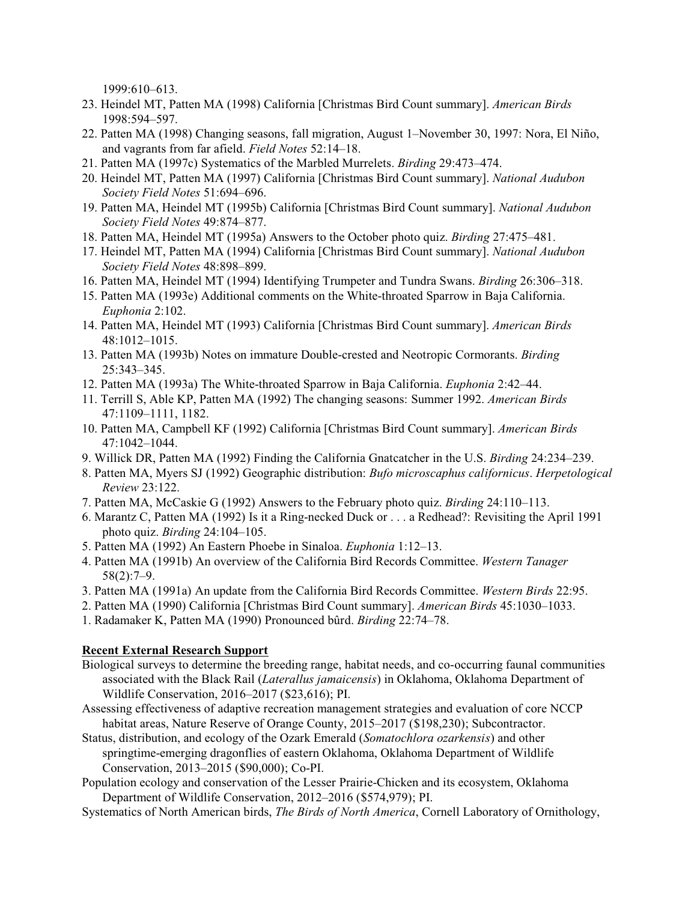1999:610–613.

23. Heindel MT, Patten MA (1998) California [Christmas Bird Count summary]. *American Birds* 1998:594–597.
22. Patten MA (1998) Changing seasons, fall migration, August 1–November 30, 1997: Nora, El Niño, and vagrants from far afield. *Field Notes* 52:14–18.
21. Patten MA (1997c) Systematics of the Marbled Murrelets. *Birding* 29:473–474.
20. Heindel MT, Patten MA (1997) California [Christmas Bird Count summary]. *National Audubon Society Field Notes* 51:694–696.
19. Patten MA, Heindel MT (1995b) California [Christmas Bird Count summary]. *National Audubon Society Field Notes* 49:874–877.
18. Patten MA, Heindel MT (1995a) Answers to the October photo quiz. *Birding* 27:475–481.
17. Heindel MT, Patten MA (1994) California [Christmas Bird Count summary]. *National Audubon Society Field Notes* 48:898–899.
16. Patten MA, Heindel MT (1994) Identifying Trumpeter and Tundra Swans. *Birding* 26:306–318.
15. Patten MA (1993e) Additional comments on the White-throated Sparrow in Baja California. *Euphonia* 2:102.
14. Patten MA, Heindel MT (1993) California [Christmas Bird Count summary]. *American Birds* 48:1012–1015.
13. Patten MA (1993b) Notes on immature Double-crested and Neotropic Cormorants. *Birding* 25:343–345.
12. Patten MA (1993a) The White-throated Sparrow in Baja California. *Euphonia* 2:42–44.
11. Terrill S, Able KP, Patten MA (1992) The changing seasons: Summer 1992. *American Birds* 47:1109–1111, 1182.
10. Patten MA, Campbell KF (1992) California [Christmas Bird Count summary]. *American Birds* 47:1042–1044.
9. Willick DR, Patten MA (1992) Finding the California Gnatcatcher in the U.S. *Birding* 24:234–239.
8. Patten MA, Myers SJ (1992) Geographic distribution: *Bufo microscaphus californicus*. *Herpetological Review* 23:122.
7. Patten MA, McCaskie G (1992) Answers to the February photo quiz. *Birding* 24:110–113.
6. Marantz C, Patten MA (1992) Is it a Ring-necked Duck or . . . a Redhead?: Revisiting the April 1991 photo quiz. *Birding* 24:104–105.
5. Patten MA (1992) An Eastern Phoebe in Sinaloa. *Euphonia* 1:12–13.
4. Patten MA (1991b) An overview of the California Bird Records Committee. *Western Tanager* 58(2):7–9.
3. Patten MA (1991a) An update from the California Bird Records Committee. *Western Birds* 22:95.
2. Patten MA (1990) California [Christmas Bird Count summary]. *American Birds* 45:1030–1033.
1. Radamaker K, Patten MA (1990) Pronounced bûrd. *Birding* 22:74–78.

**Recent External Research Support**

Biological surveys to determine the breeding range, habitat needs, and co-occurring faunal communities associated with the Black Rail (*Laterallus jamaicensis*) in Oklahoma, Oklahoma Department of Wildlife Conservation, 2016–2017 ($23,616); PI.

Assessing effectiveness of adaptive recreation management strategies and evaluation of core NCCP habitat areas, Nature Reserve of Orange County, 2015–2017 ($198,230); Subcontractor.

Status, distribution, and ecology of the Ozark Emerald (*Somatochlora ozarkensis*) and other springtime-emerging dragonflies of eastern Oklahoma, Oklahoma Department of Wildlife Conservation, 2013–2015 ($90,000); Co-PI.

Population ecology and conservation of the Lesser Prairie-Chicken and its ecosystem, Oklahoma Department of Wildlife Conservation, 2012–2016 ($574,979); PI.

Systematics of North American birds, *The Birds of North America*, Cornell Laboratory of Ornithology,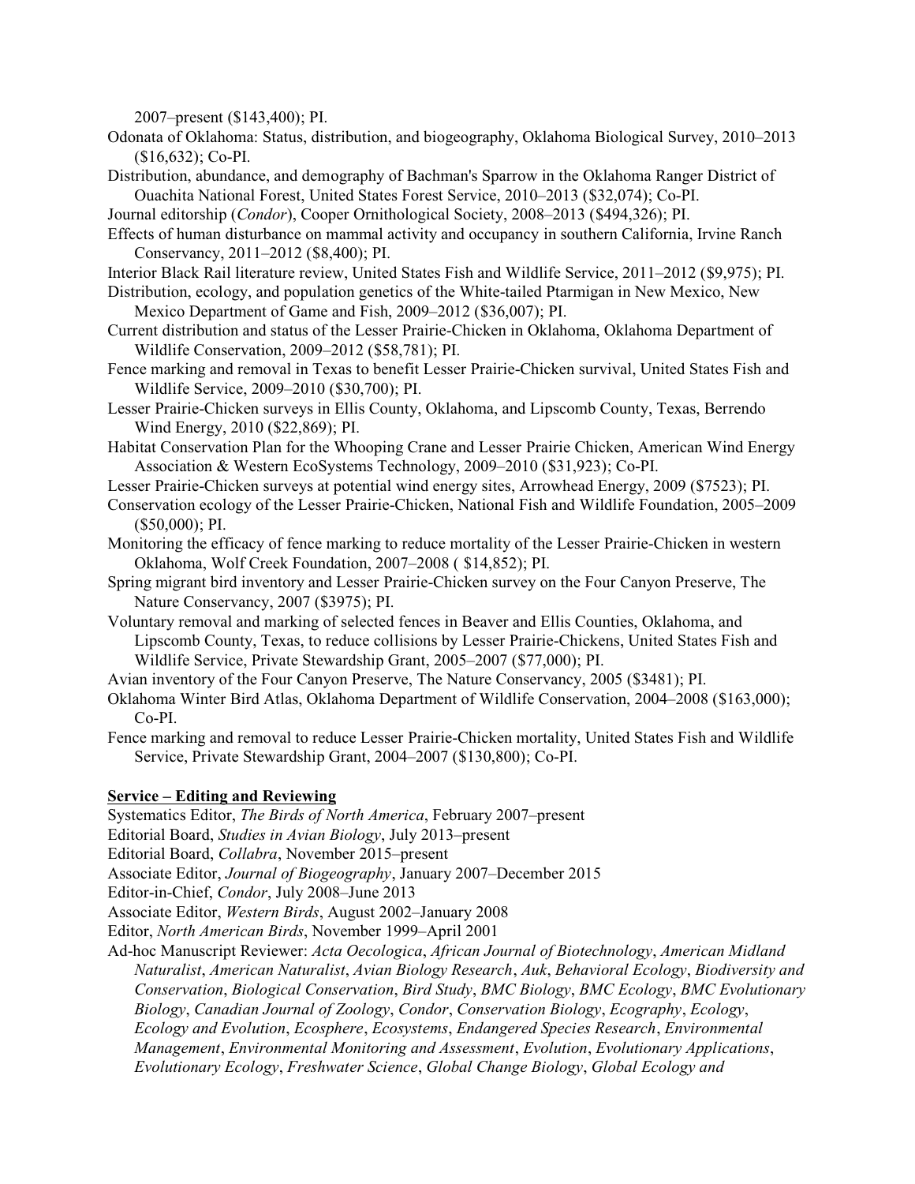2007–present ($143,400); PI.

Odonata of Oklahoma: Status, distribution, and biogeography, Oklahoma Biological Survey, 2010–2013 ($16,632); Co-PI.

Distribution, abundance, and demography of Bachman's Sparrow in the Oklahoma Ranger District of Ouachita National Forest, United States Forest Service, 2010–2013 ($32,074); Co-PI.

Journal editorship (*Condor*), Cooper Ornithological Society, 2008–2013 ($494,326); PI.

Effects of human disturbance on mammal activity and occupancy in southern California, Irvine Ranch Conservancy, 2011–2012 ($8,400); PI.

Interior Black Rail literature review, United States Fish and Wildlife Service, 2011–2012 ($9,975); PI.

Distribution, ecology, and population genetics of the White-tailed Ptarmigan in New Mexico, New Mexico Department of Game and Fish, 2009–2012 ($36,007); PI.

Current distribution and status of the Lesser Prairie-Chicken in Oklahoma, Oklahoma Department of Wildlife Conservation, 2009–2012 ($58,781); PI.

Fence marking and removal in Texas to benefit Lesser Prairie-Chicken survival, United States Fish and Wildlife Service, 2009–2010 ($30,700); PI.

Lesser Prairie-Chicken surveys in Ellis County, Oklahoma, and Lipscomb County, Texas, Berrendo Wind Energy, 2010 ($22,869); PI.

Habitat Conservation Plan for the Whooping Crane and Lesser Prairie Chicken, American Wind Energy Association & Western EcoSystems Technology, 2009–2010 ($31,923); Co-PI.

Lesser Prairie-Chicken surveys at potential wind energy sites, Arrowhead Energy, 2009 ($7523); PI.

Conservation ecology of the Lesser Prairie-Chicken, National Fish and Wildlife Foundation, 2005–2009 ($50,000); PI.

Monitoring the efficacy of fence marking to reduce mortality of the Lesser Prairie-Chicken in western Oklahoma, Wolf Creek Foundation, 2007–2008 ( $14,852); PI.

Spring migrant bird inventory and Lesser Prairie-Chicken survey on the Four Canyon Preserve, The Nature Conservancy, 2007 ($3975); PI.

Voluntary removal and marking of selected fences in Beaver and Ellis Counties, Oklahoma, and Lipscomb County, Texas, to reduce collisions by Lesser Prairie-Chickens, United States Fish and Wildlife Service, Private Stewardship Grant, 2005–2007 ($77,000); PI.

Avian inventory of the Four Canyon Preserve, The Nature Conservancy, 2005 ($3481); PI.

Oklahoma Winter Bird Atlas, Oklahoma Department of Wildlife Conservation, 2004–2008 ($163,000); Co-PI.

Fence marking and removal to reduce Lesser Prairie-Chicken mortality, United States Fish and Wildlife Service, Private Stewardship Grant, 2004–2007 ($130,800); Co-PI.

**Service – Editing and Reviewing**

Systematics Editor, *The Birds of North America*, February 2007–present

Editorial Board, *Studies in Avian Biology*, July 2013–present

Editorial Board, *Collabra*, November 2015–present

Associate Editor, *Journal of Biogeography*, January 2007–December 2015

Editor-in-Chief, *Condor*, July 2008–June 2013

Associate Editor, *Western Birds*, August 2002–January 2008

Editor, *North American Birds*, November 1999–April 2001

Ad-hoc Manuscript Reviewer: *Acta Oecologica*, *African Journal of Biotechnology*, *American Midland Naturalist*, *American Naturalist*, *Avian Biology Research*, *Auk*, *Behavioral Ecology*, *Biodiversity and Conservation*, *Biological Conservation*, *Bird Study*, *BMC Biology*, *BMC Ecology*, *BMC Evolutionary Biology*, *Canadian Journal of Zoology*, *Condor*, *Conservation Biology*, *Ecography*, *Ecology*, *Ecology and Evolution*, *Ecosphere*, *Ecosystems*, *Endangered Species Research*, *Environmental Management*, *Environmental Monitoring and Assessment*, *Evolution*, *Evolutionary Applications*, *Evolutionary Ecology*, *Freshwater Science*, *Global Change Biology*, *Global Ecology and*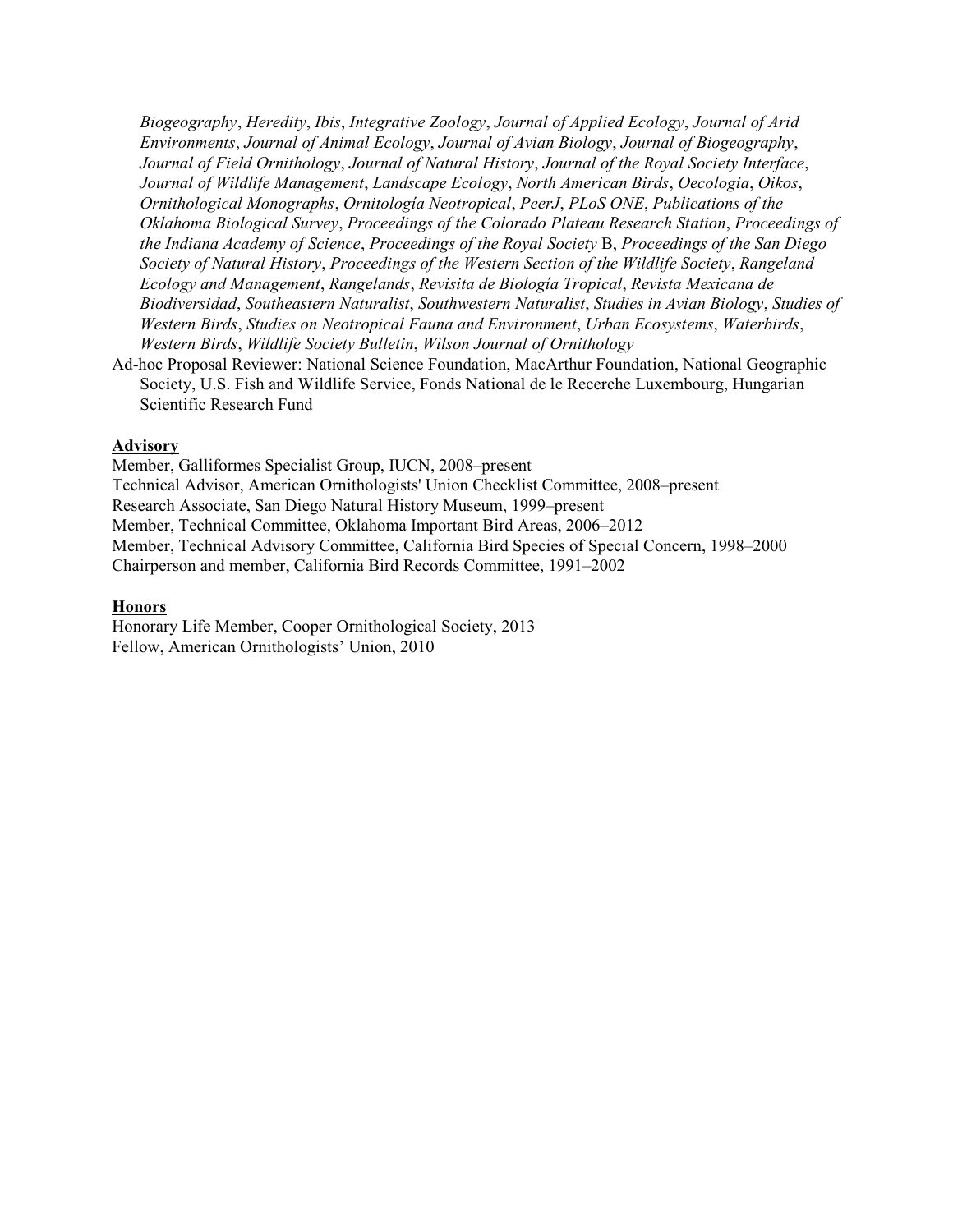*Biogeography*, *Heredity*, *Ibis*, *Integrative Zoology*, *Journal of Applied Ecology*, *Journal of Arid Environments*, *Journal of Animal Ecology*, *Journal of Avian Biology*, *Journal of Biogeography*, *Journal of Field Ornithology*, *Journal of Natural History*, *Journal of the Royal Society Interface*, *Journal of Wildlife Management*, *Landscape Ecology*, *North American Birds*, *Oecologia*, *Oikos*, *Ornithological Monographs*, *Ornitología Neotropical*, *PeerJ*, *PLoS ONE*, *Publications of the Oklahoma Biological Survey*, *Proceedings of the Colorado Plateau Research Station*, *Proceedings of the Indiana Academy of Science*, *Proceedings of the Royal Society* B, *Proceedings of the San Diego Society of Natural History*, *Proceedings of the Western Section of the Wildlife Society*, *Rangeland Ecology and Management*, *Rangelands*, *Revisita de Biología Tropical*, *Revista Mexicana de Biodiversidad*, *Southeastern Naturalist*, *Southwestern Naturalist*, *Studies in Avian Biology*, *Studies of Western Birds*, *Studies on Neotropical Fauna and Environment*, *Urban Ecosystems*, *Waterbirds*, *Western Birds*, *Wildlife Society Bulletin*, *Wilson Journal of Ornithology*

Ad-hoc Proposal Reviewer: National Science Foundation, MacArthur Foundation, National Geographic Society, U.S. Fish and Wildlife Service, Fonds National de le Recerche Luxembourg, Hungarian Scientific Research Fund

**Advisory**

Member, Galliformes Specialist Group, IUCN, 2008–present
Technical Advisor, American Ornithologists' Union Checklist Committee, 2008–present
Research Associate, San Diego Natural History Museum, 1999–present
Member, Technical Committee, Oklahoma Important Bird Areas, 2006–2012
Member, Technical Advisory Committee, California Bird Species of Special Concern, 1998–2000
Chairperson and member, California Bird Records Committee, 1991–2002

**Honors**

Honorary Life Member, Cooper Ornithological Society, 2013
Fellow, American Ornithologists' Union, 2010